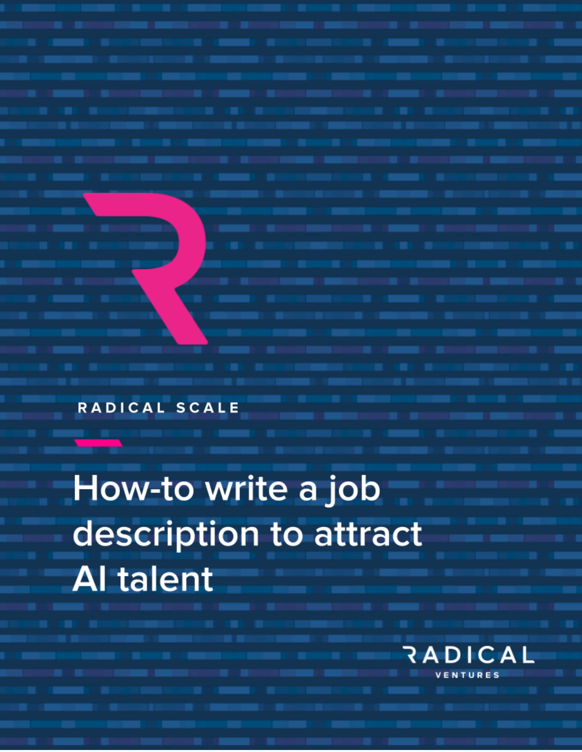RADICAL SCALE

# How-to write a job description to attract AI talent

RADICAL VENTURES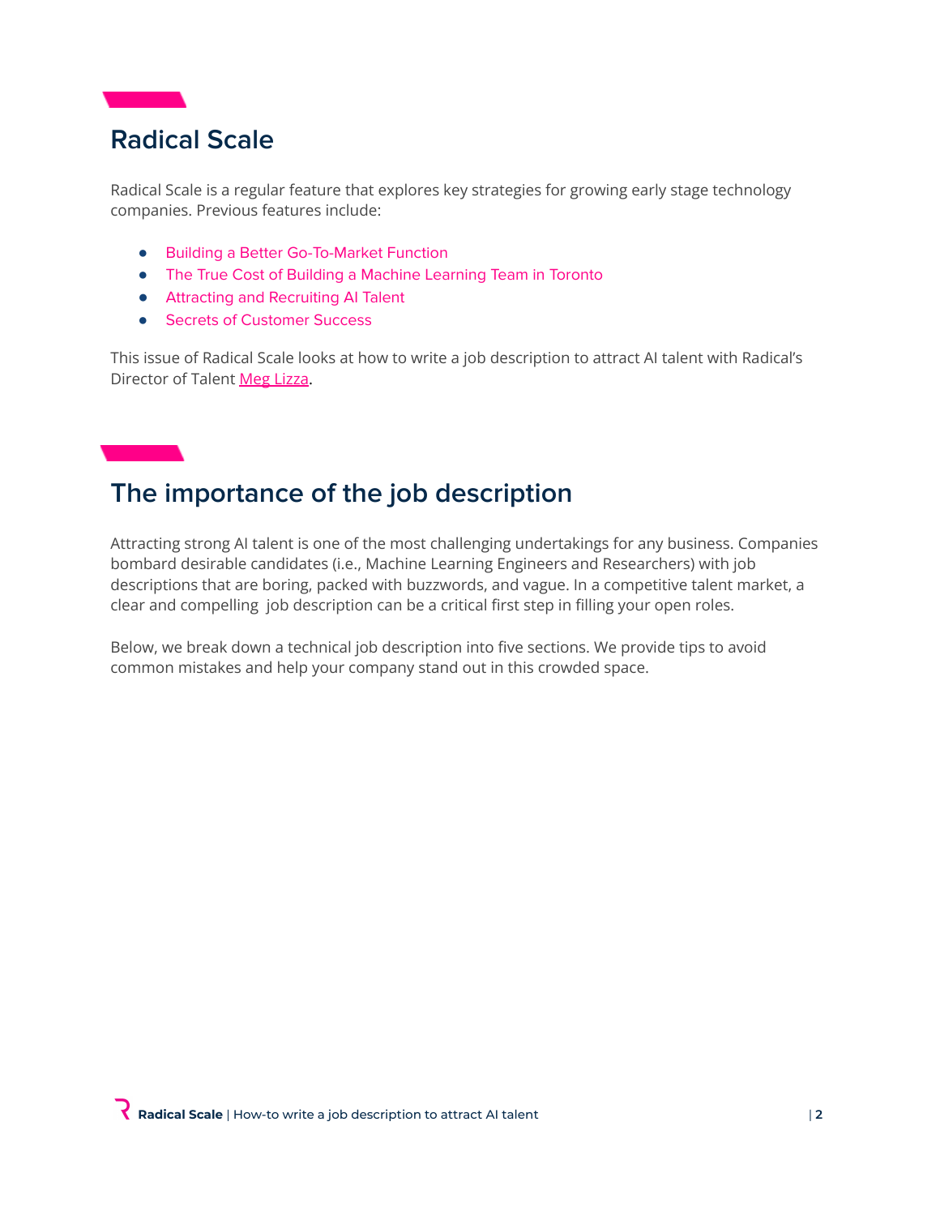## Radical Scale

Radical Scale is a regular feature that explores key strategies for growing early stage technology companies. Previous features include:

- Building a Better Go-To-Market Function
- The True Cost of Building a Machine Learning Team in Toronto
- Attracting and Recruiting AI Talent
- Secrets of Customer Success

This issue of Radical Scale looks at how to write a job description to attract AI talent with Radical's Director of Talent Meg Lizza.

## The importance of the job description

Attracting strong AI talent is one of the most challenging undertakings for any business. Companies bombard desirable candidates (i.e., Machine Learning Engineers and Researchers) with job descriptions that are boring, packed with buzzwords, and vague. In a competitive talent market, a clear and compelling job description can be a critical first step in filling your open roles.

Below, we break down a technical job description into five sections. We provide tips to avoid common mistakes and help your company stand out in this crowded space.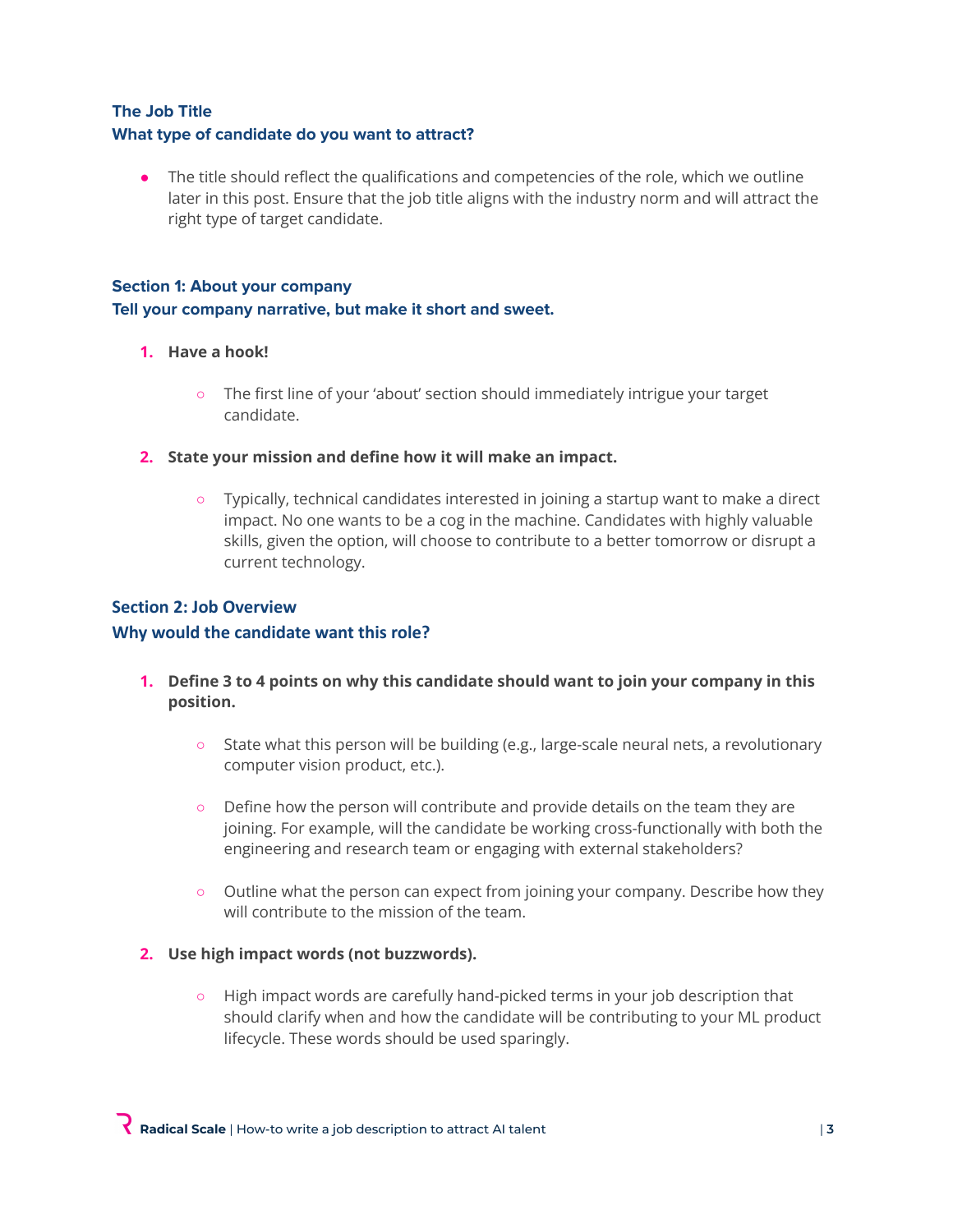### The Job Title

### What type of candidate do you want to attract?

- The title should reflect the qualifications and competencies of the role, which we outline later in this post. Ensure that the job title aligns with the industry norm and will attract the right type of target candidate.

### Section 1: About your company

### Tell your company narrative, but make it short and sweet.

1. **Have a hook!**
    - The first line of your 'about' section should immediately intrigue your target candidate.
2. **State your mission and define how it will make an impact.**
    - Typically, technical candidates interested in joining a startup want to make a direct impact. No one wants to be a cog in the machine. Candidates with highly valuable skills, given the option, will choose to contribute to a better tomorrow or disrupt a current technology.

### Section 2: Job Overview

### Why would the candidate want this role?

1. **Define 3 to 4 points on why this candidate should want to join your company in this position.**
    - State what this person will be building (e.g., large-scale neural nets, a revolutionary computer vision product, etc.).
    - Define how the person will contribute and provide details on the team they are joining. For example, will the candidate be working cross-functionally with both the engineering and research team or engaging with external stakeholders?
    - Outline what the person can expect from joining your company. Describe how they will contribute to the mission of the team.
2. **Use high impact words (not buzzwords).**
    - High impact words are carefully hand-picked terms in your job description that should clarify when and how the candidate will be contributing to your ML product lifecycle. These words should be used sparingly.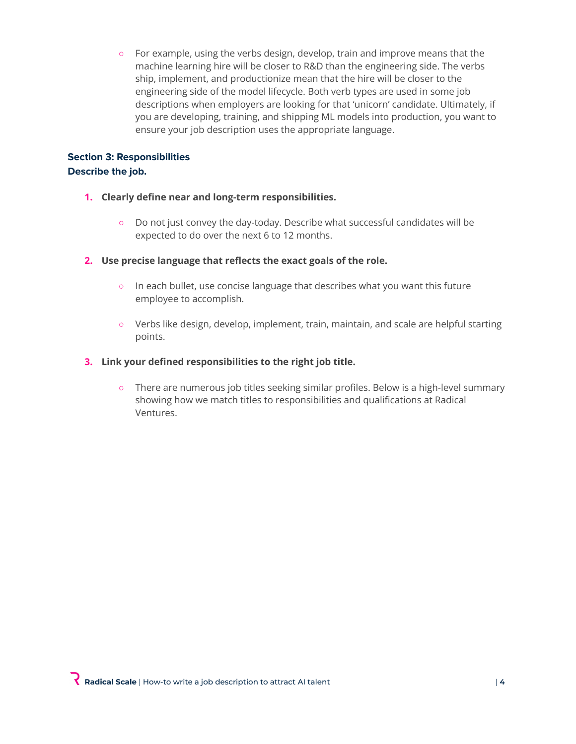- For example, using the verbs design, develop, train and improve means that the machine learning hire will be closer to R&D than the engineering side. The verbs ship, implement, and productionize mean that the hire will be closer to the engineering side of the model lifecycle. Both verb types are used in some job descriptions when employers are looking for that 'unicorn' candidate. Ultimately, if you are developing, training, and shipping ML models into production, you want to ensure your job description uses the appropriate language.

**Section 3: Responsibilities**
**Describe the job.**

1. **Clearly define near and long-term responsibilities.**
   - Do not just convey the day-today. Describe what successful candidates will be expected to do over the next 6 to 12 months.

2. **Use precise language that reflects the exact goals of the role.**
   - In each bullet, use concise language that describes what you want this future employee to accomplish.
   - Verbs like design, develop, implement, train, maintain, and scale are helpful starting points.

3. **Link your defined responsibilities to the right job title.**
   - There are numerous job titles seeking similar profiles. Below is a high-level summary showing how we match titles to responsibilities and qualifications at Radical Ventures.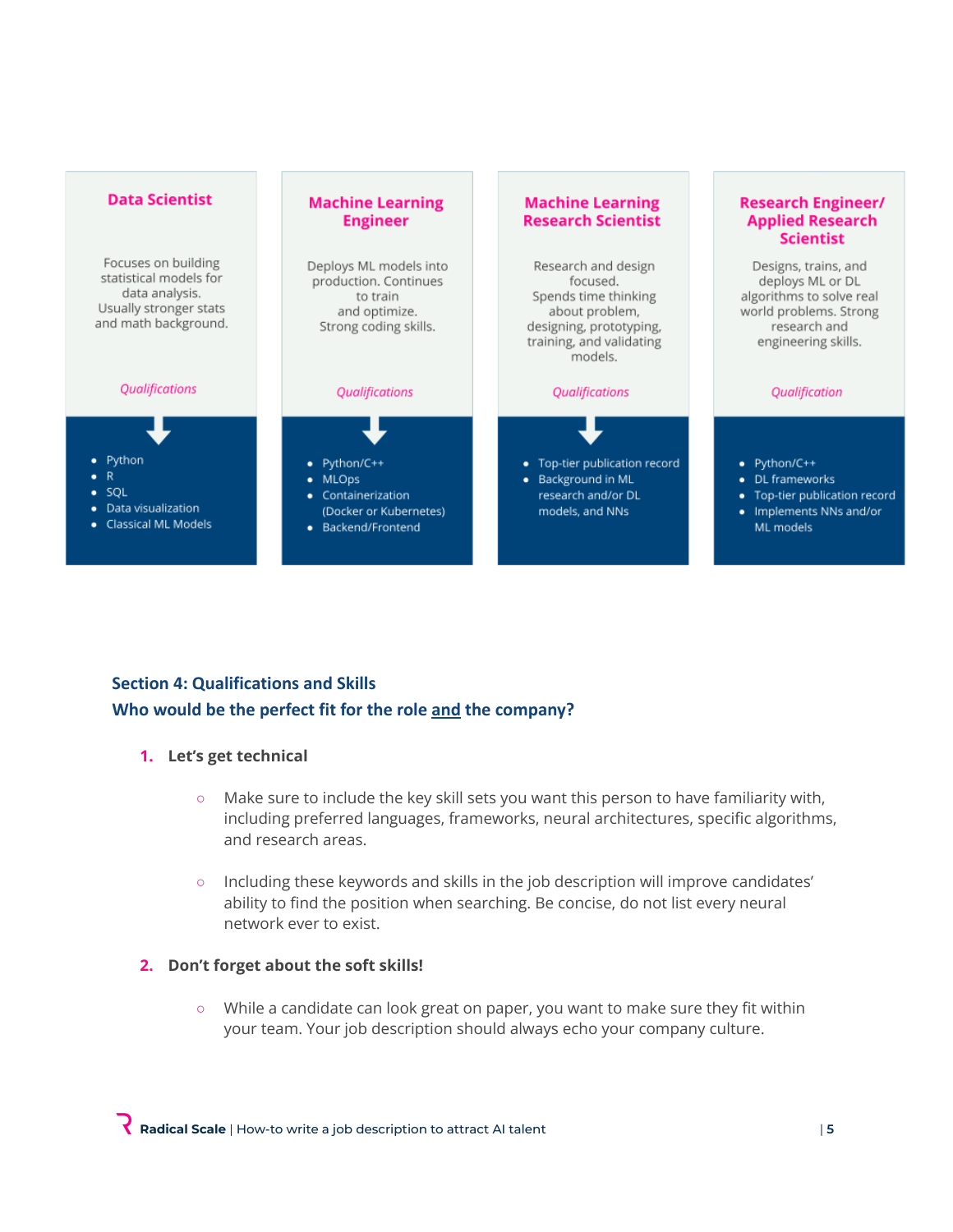**Data Scientist**

Focuses on building statistical models for data analysis. Usually stronger stats and math background.

*Qualifications*

- Python
- R
- SQL
- Data visualization
- Classical ML Models

**Machine Learning Engineer**

Deploys ML models into production. Continues to train and optimize. Strong coding skills.

*Qualifications*

- Python/C++
- MLOps
- Containerization (Docker or Kubernetes)
- Backend/Frontend

**Machine Learning Research Scientist**

Research and design focused. Spends time thinking about problem, designing, prototyping, training, and validating models.

*Qualifications*

- Top-tier publication record
- Background in ML research and/or DL models, and NNs

**Research Engineer/ Applied Research Scientist**

Designs, trains, and deploys ML or DL algorithms to solve real world problems. Strong research and engineering skills.

*Qualification*

- Python/C++
- DL frameworks
- Top-tier publication record
- Implements NNs and/or ML models

## Section 4: Qualifications and Skills
## Who would be the perfect fit for the role <u>and</u> the company?

1. **Let's get technical**
   - Make sure to include the key skill sets you want this person to have familiarity with, including preferred languages, frameworks, neural architectures, specific algorithms, and research areas.
   - Including these keywords and skills in the job description will improve candidates' ability to find the position when searching. Be concise, do not list every neural network ever to exist.

2. **Don't forget about the soft skills!**
   - While a candidate can look great on paper, you want to make sure they fit within your team. Your job description should always echo your company culture.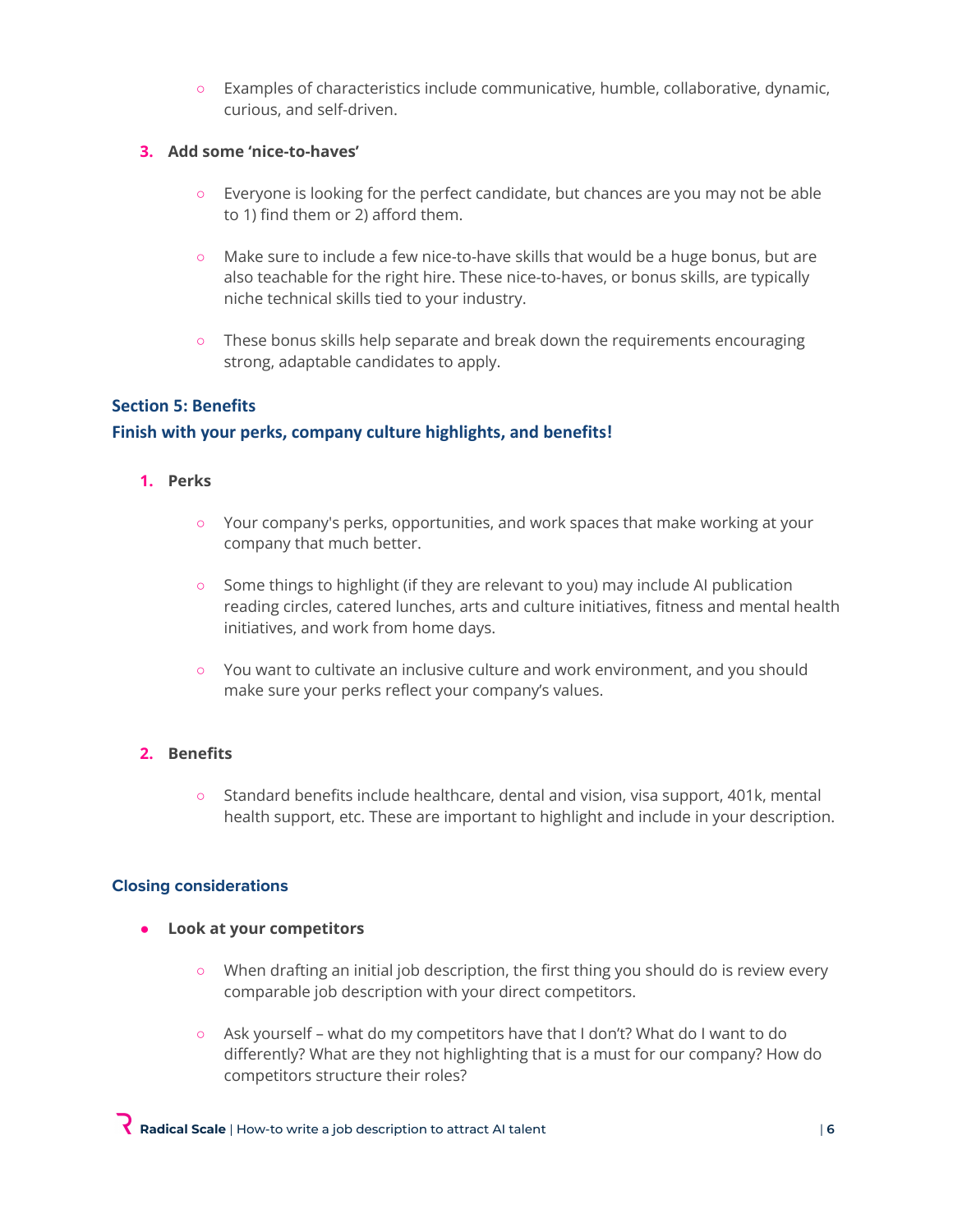- Examples of characteristics include communicative, humble, collaborative, dynamic, curious, and self-driven.

3. **Add some 'nice-to-haves'**

    - Everyone is looking for the perfect candidate, but chances are you may not be able to 1) find them or 2) afford them.

    - Make sure to include a few nice-to-have skills that would be a huge bonus, but are also teachable for the right hire. These nice-to-haves, or bonus skills, are typically niche technical skills tied to your industry.

    - These bonus skills help separate and break down the requirements encouraging strong, adaptable candidates to apply.

## Section 5: Benefits

### Finish with your perks, company culture highlights, and benefits!

1. **Perks**

    - Your company's perks, opportunities, and work spaces that make working at your company that much better.

    - Some things to highlight (if they are relevant to you) may include AI publication reading circles, catered lunches, arts and culture initiatives, fitness and mental health initiatives, and work from home days.

    - You want to cultivate an inclusive culture and work environment, and you should make sure your perks reflect your company's values.

2. **Benefits**

    - Standard benefits include healthcare, dental and vision, visa support, 401k, mental health support, etc. These are important to highlight and include in your description.

## Closing considerations

- **Look at your competitors**

    - When drafting an initial job description, the first thing you should do is review every comparable job description with your direct competitors.

    - Ask yourself – what do my competitors have that I don't? What do I want to do differently? What are they not highlighting that is a must for our company? How do competitors structure their roles?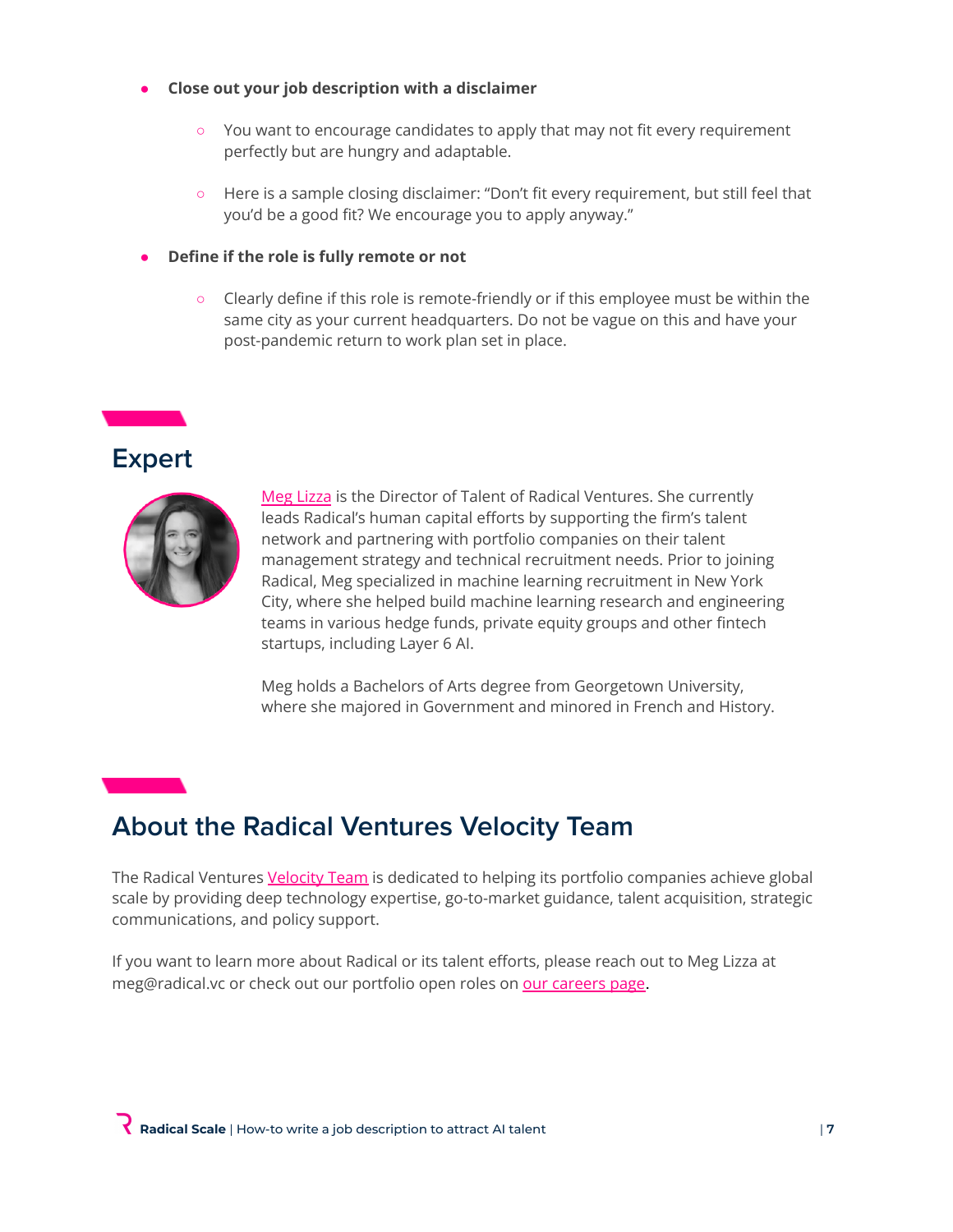- **Close out your job description with a disclaimer**
    - You want to encourage candidates to apply that may not fit every requirement perfectly but are hungry and adaptable.
    - Here is a sample closing disclaimer: "Don't fit every requirement, but still feel that you'd be a good fit? We encourage you to apply anyway."
- **Define if the role is fully remote or not**
    - Clearly define if this role is remote-friendly or if this employee must be within the same city as your current headquarters. Do not be vague on this and have your post-pandemic return to work plan set in place.

## Expert

Meg Lizza is the Director of Talent of Radical Ventures. She currently leads Radical's human capital efforts by supporting the firm's talent network and partnering with portfolio companies on their talent management strategy and technical recruitment needs. Prior to joining Radical, Meg specialized in machine learning recruitment in New York City, where she helped build machine learning research and engineering teams in various hedge funds, private equity groups and other fintech startups, including Layer 6 AI.

Meg holds a Bachelors of Arts degree from Georgetown University, where she majored in Government and minored in French and History.

## About the Radical Ventures Velocity Team

The Radical Ventures Velocity Team is dedicated to helping its portfolio companies achieve global scale by providing deep technology expertise, go-to-market guidance, talent acquisition, strategic communications, and policy support.

If you want to learn more about Radical or its talent efforts, please reach out to Meg Lizza at meg@radical.vc or check out our portfolio open roles on our careers page.